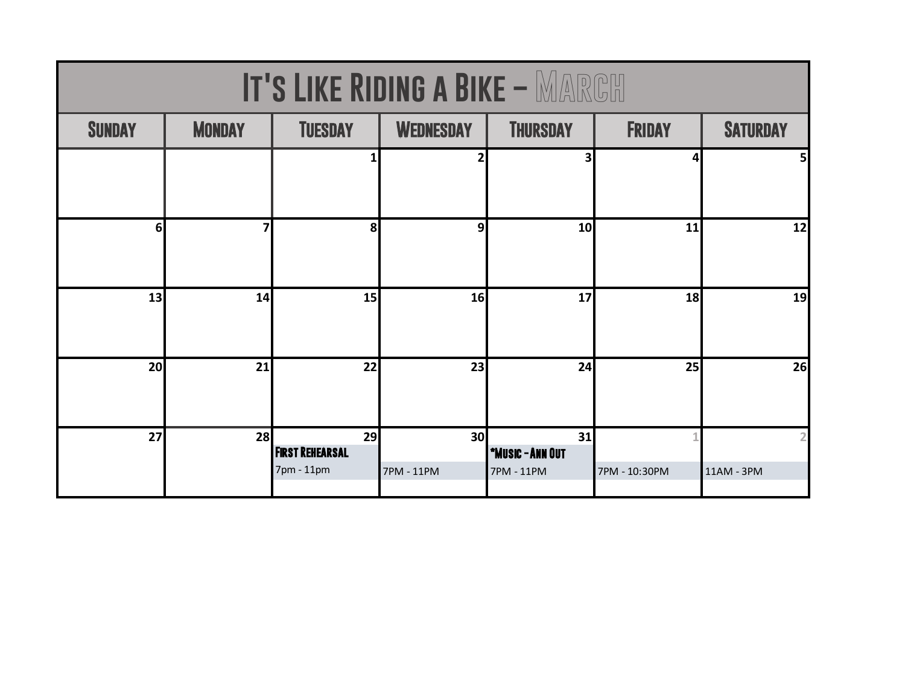# It's Like Riding a Bike – March

| Sunday | Monday | Tuesday | Wednesday | Thursday | Friday | Saturday |
|---|---|---|---|---|---|---|
| | | 1 | 2 | 3 | 4 | 5 |
| 6 | 7 | 8 | 9 | 10 | 11 | 12 |
| 13 | 14 | 15 | 16 | 17 | 18 | 19 |
| 20 | 21 | 22 | 23 | 24 | 25 | 26 |
| 27 | 28 | 29 First Rehearsal 7pm - 11pm | 30 7PM - 11PM | 31 *Music - Ann Out 7PM - 11PM | 1 7PM - 10:30PM | 2 11AM - 3PM |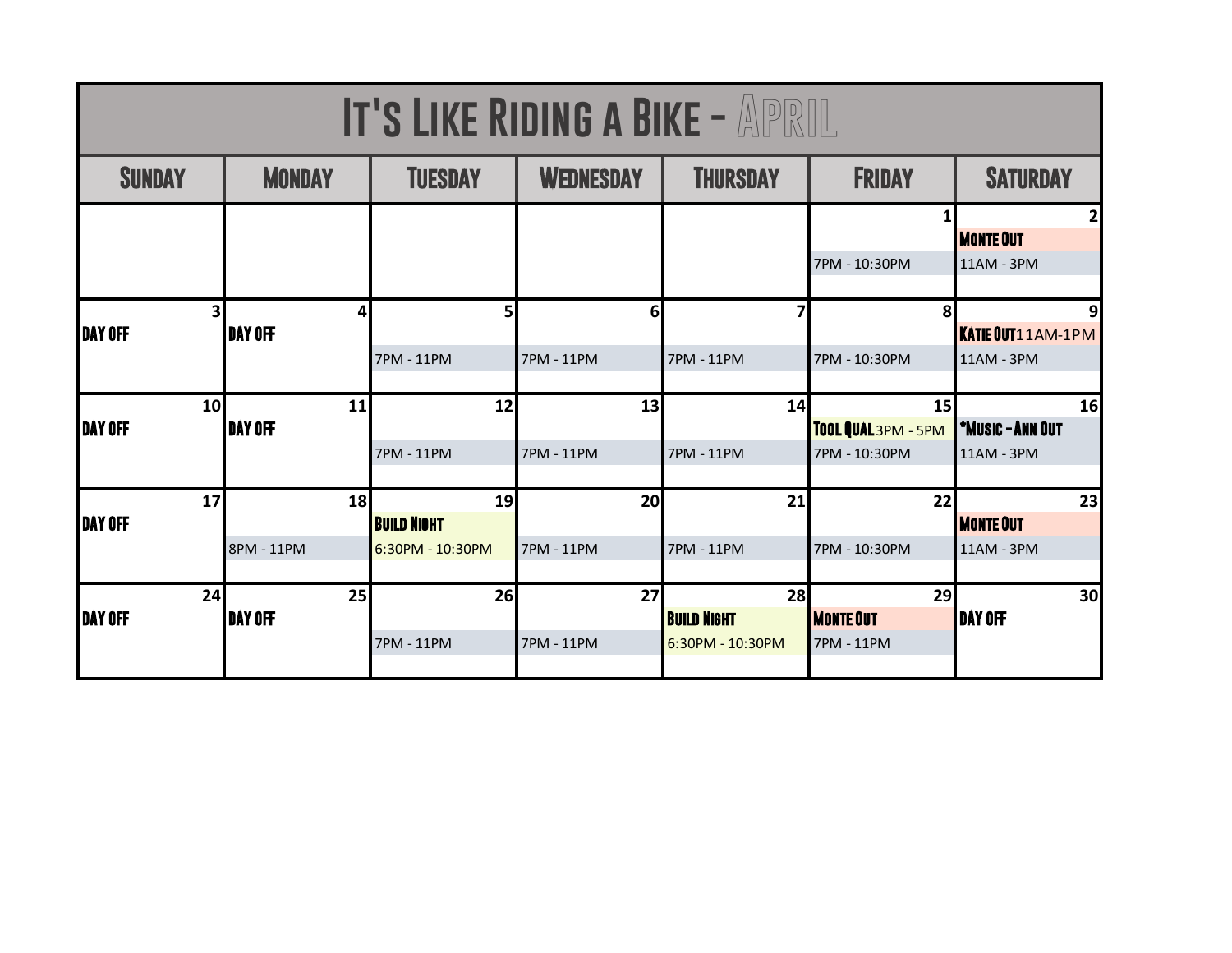# It's Like Riding a Bike - April

| Sunday | Monday | Tuesday | Wednesday | Thursday | Friday | Saturday |
|---|---|---|---|---|---|---|
| | | | | | 1<br>7PM - 10:30PM | 2<br>**Monte Out**<br>11AM - 3PM |
| 3<br>**Day Off** | 4<br>**Day Off** | 5<br>7PM - 11PM | 6<br>7PM - 11PM | 7<br>7PM - 11PM | 8<br>7PM - 10:30PM | 9<br>**Katie Out** 11AM-1PM<br>11AM - 3PM |
| 10<br>**Day Off** | 11<br>**Day Off** | 12<br>7PM - 11PM | 13<br>7PM - 11PM | 14<br>7PM - 11PM | 15<br>**Tool Qual** 3PM - 5PM<br>7PM - 10:30PM | 16<br>**\*Music - Ann Out**<br>11AM - 3PM |
| 17<br>**Day Off** | 18<br>8PM - 11PM | 19<br>**Build Night**<br>6:30PM - 10:30PM | 20<br>7PM - 11PM | 21<br>7PM - 11PM | 22<br>7PM - 10:30PM | 23<br>**Monte Out**<br>11AM - 3PM |
| 24<br>**Day Off** | 25<br>**Day Off** | 26<br>7PM - 11PM | 27<br>7PM - 11PM | 28<br>**Build Night**<br>6:30PM - 10:30PM | 29<br>**Monte Out**<br>7PM - 11PM | 30<br>**Day Off** |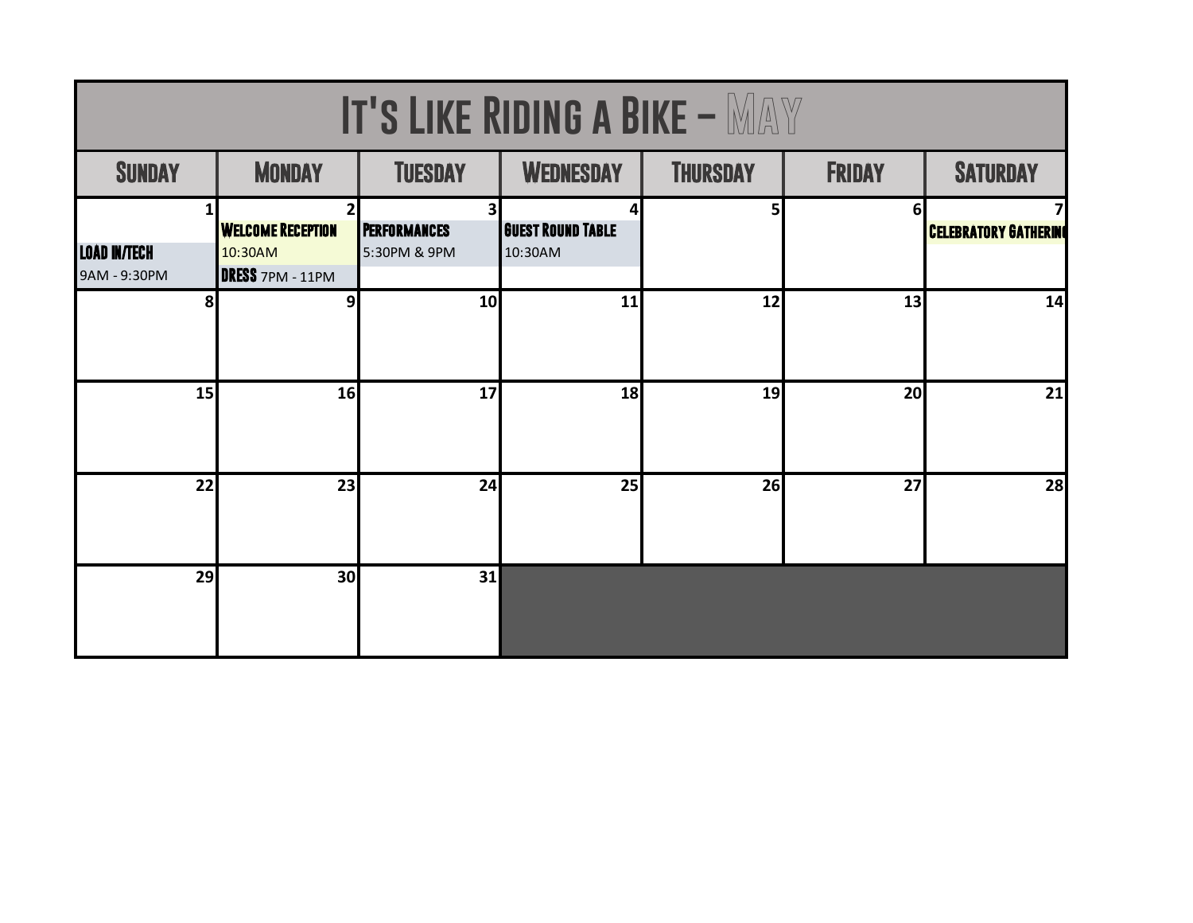# It's Like Riding a Bike – May

| Sunday | Monday | Tuesday | Wednesday | Thursday | Friday | Saturday |
|---|---|---|---|---|---|---|
| 1<br>**LOAD IN/TECH**<br>9AM - 9:30PM | 2<br>**WELCOME RECEPTION**<br>10:30AM<br>**DRESS** 7PM - 11PM | 3<br>**PERFORMANCES**<br>5:30PM & 9PM | 4<br>**GUEST ROUND TABLE**<br>10:30AM | 5 | 6 | 7<br>**CELEBRATORY GATHERING** |
| 8 | 9 | 10 | 11 | 12 | 13 | 14 |
| 15 | 16 | 17 | 18 | 19 | 20 | 21 |
| 22 | 23 | 24 | 25 | 26 | 27 | 28 |
| 29 | 30 | 31 | | | | |